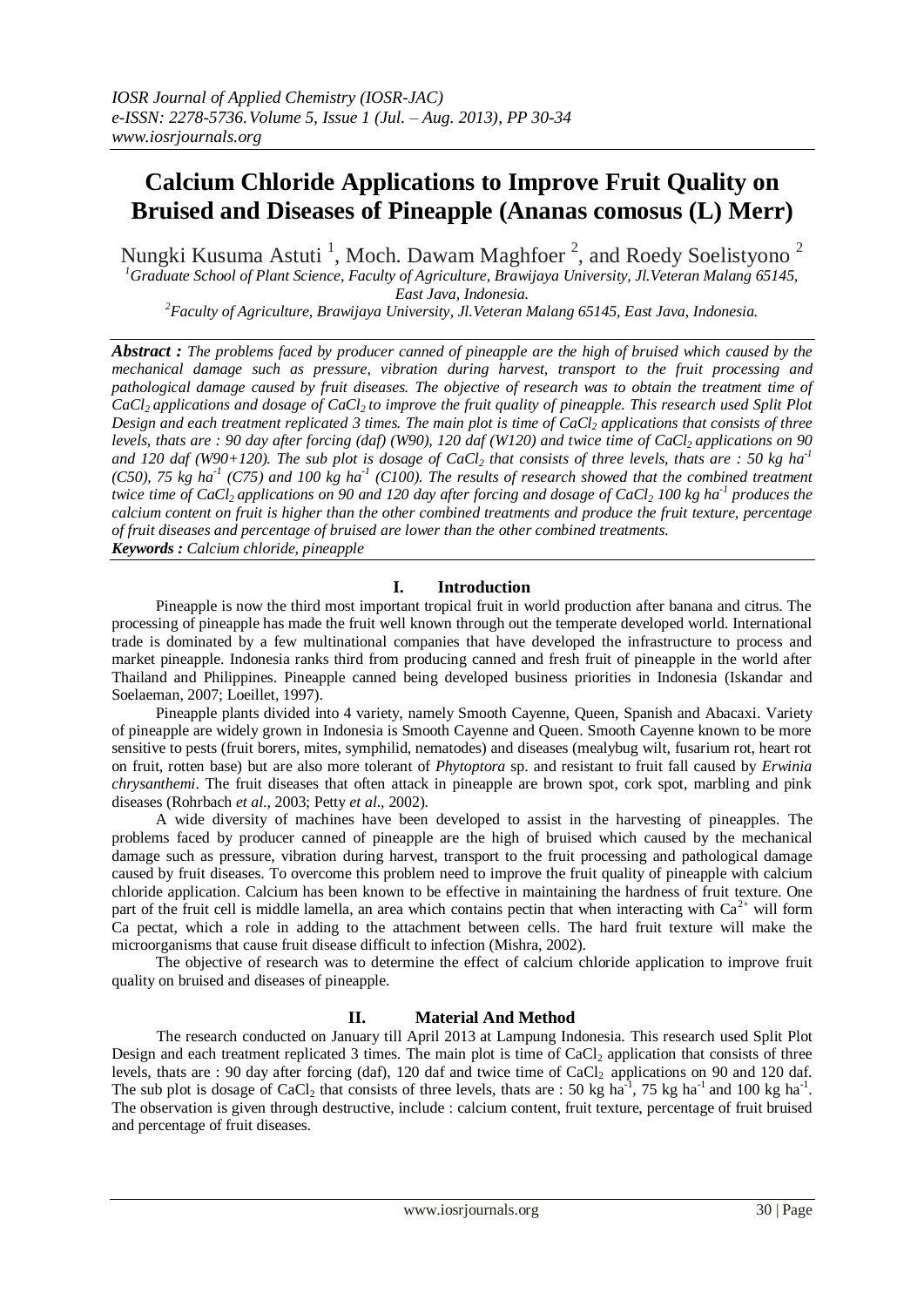# Calcium Chloride Applications to Improve Fruit Quality on Bruised and Diseases of Pineapple (Ananas comosus (L) Merr)

Nungki Kusuma Astuti [1], Moch. Dawam Maghfoer [2], and Roedy Soelistyono [2]

[1]*Graduate School of Plant Science, Faculty of Agriculture, Brawijaya University, Jl.Veteran Malang 65145, East Java, Indonesia.*

[2]*Faculty of Agriculture, Brawijaya University, Jl.Veteran Malang 65145, East Java, Indonesia.*

***Abstract :*** *The problems faced by producer canned of pineapple are the high of bruised which caused by the mechanical damage such as pressure, vibration during harvest, transport to the fruit processing and pathological damage caused by fruit diseases. The objective of research was to obtain the treatment time of $CaCl_2$ applications and dosage of $CaCl_2$ to improve the fruit quality of pineapple. This research used Split Plot Design and each treatment replicated 3 times. The main plot is time of $CaCl_2$ applications that consists of three levels, thats are : 90 day after forcing (daf) (W90), 120 daf (W120) and twice time of $CaCl_2$ applications on 90 and 120 daf (W90+120). The sub plot is dosage of $CaCl_2$ that consists of three levels, thats are : 50 kg $ha^{-1}$ (C50), 75 kg $ha^{-1}$ (C75) and 100 kg $ha^{-1}$ (C100). The results of research showed that the combined treatment twice time of $CaCl_2$ applications on 90 and 120 day after forcing and dosage of $CaCl_2$ 100 kg $ha^{-1}$ produces the calcium content on fruit is higher than the other combined treatments and produce the fruit texture, percentage of fruit diseases and percentage of bruised are lower than the other combined treatments.*

***Keywords :*** *Calcium chloride, pineapple*

## I. Introduction

Pineapple is now the third most important tropical fruit in world production after banana and citrus. The processing of pineapple has made the fruit well known through out the temperate developed world. International trade is dominated by a few multinational companies that have developed the infrastructure to process and market pineapple. Indonesia ranks third from producing canned and fresh fruit of pineapple in the world after Thailand and Philippines. Pineapple canned being developed business priorities in Indonesia (Iskandar and Soelaeman, 2007; Loeillet, 1997).

Pineapple plants divided into 4 variety, namely Smooth Cayenne, Queen, Spanish and Abacaxi. Variety of pineapple are widely grown in Indonesia is Smooth Cayenne and Queen. Smooth Cayenne known to be more sensitive to pests (fruit borers, mites, symphilid, nematodes) and diseases (mealybug wilt, fusarium rot, heart rot on fruit, rotten base) but are also more tolerant of *Phytoptora* sp. and resistant to fruit fall caused by *Erwinia chrysanthemi*. The fruit diseases that often attack in pineapple are brown spot, cork spot, marbling and pink diseases (Rohrbach *et al.*, 2003; Petty *et al.*, 2002).

A wide diversity of machines have been developed to assist in the harvesting of pineapples. The problems faced by producer canned of pineapple are the high of bruised which caused by the mechanical damage such as pressure, vibration during harvest, transport to the fruit processing and pathological damage caused by fruit diseases. To overcome this problem need to improve the fruit quality of pineapple with calcium chloride application. Calcium has been known to be effective in maintaining the hardness of fruit texture. One part of the fruit cell is middle lamella, an area which contains pectin that when interacting with $Ca^{2+}$ will form Ca pectat, which a role in adding to the attachment between cells. The hard fruit texture will make the microorganisms that cause fruit disease difficult to infection (Mishra, 2002).

The objective of research was to determine the effect of calcium chloride application to improve fruit quality on bruised and diseases of pineapple.

## II. Material And Method

The research conducted on January till April 2013 at Lampung Indonesia. This research used Split Plot Design and each treatment replicated 3 times. The main plot is time of $CaCl_2$ application that consists of three levels, thats are : 90 day after forcing (daf), 120 daf and twice time of $CaCl_2$ applications on 90 and 120 daf. The sub plot is dosage of $CaCl_2$ that consists of three levels, thats are : 50 kg $ha^{-1}$, 75 kg $ha^{-1}$ and 100 kg $ha^{-1}$. The observation is given through destructive, include : calcium content, fruit texture, percentage of fruit bruised and percentage of fruit diseases.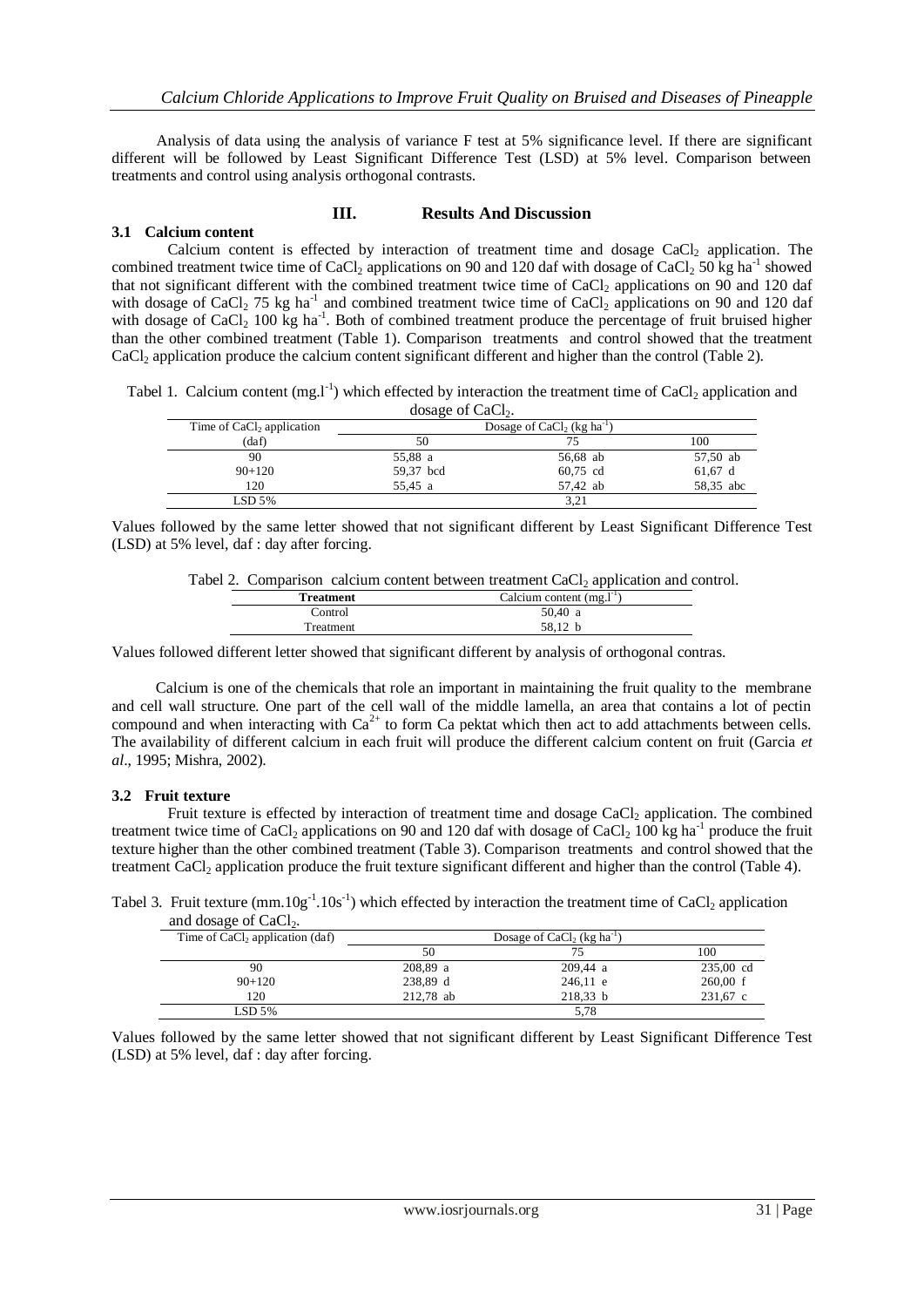Analysis of data using the analysis of variance F test at 5% significance level. If there are significant different will be followed by Least Significant Difference Test (LSD) at 5% level. Comparison between treatments and control using analysis orthogonal contrasts.

## III. Results And Discussion

### 3.1 Calcium content

Calcium content is effected by interaction of treatment time and dosage $CaCl_2$ application. The combined treatment twice time of $CaCl_2$ applications on 90 and 120 daf with dosage of $CaCl_2$ 50 kg $ha^{-1}$ showed that not significant different with the combined treatment twice time of $CaCl_2$ applications on 90 and 120 daf with dosage of $CaCl_2$ 75 kg $ha^{-1}$ and combined treatment twice time of $CaCl_2$ applications on 90 and 120 daf with dosage of $CaCl_2$ 100 kg $ha^{-1}$. Both of combined treatment produce the percentage of fruit bruised higher than the other combined treatment (Table 1). Comparison treatments and control showed that the treatment $CaCl_2$ application produce the calcium content significant different and higher than the control (Table 2).

Tabel 1. Calcium content ($mg.l^{-1}$) which effected by interaction the treatment time of $CaCl_2$ application and dosage of $CaCl_2$.

| Time of $CaCl_2$ application | Dosage of $CaCl_2$ (kg $ha^{-1}$) | | |
|---|---|---|---|
| (daf) | 50 | 75 | 100 |
| 90 | 55,88 a | 56,68 ab | 57,50 ab |
| 90+120 | 59,37 bcd | 60,75 cd | 61,67 d |
| 120 | 55,45 a | 57,42 ab | 58,35 abc |
| LSD 5% | | 3,21 | |

Values followed by the same letter showed that not significant different by Least Significant Difference Test (LSD) at 5% level, daf : day after forcing.

Tabel 2. Comparison calcium content between treatment $CaCl_2$ application and control.

| Treatment | Calcium content ($mg.l^{-1}$) |
|---|---|
| Control | 50,40 a |
| Treatment | 58,12 b |

Values followed different letter showed that significant different by analysis of orthogonal contras.

Calcium is one of the chemicals that role an important in maintaining the fruit quality to the membrane and cell wall structure. One part of the cell wall of the middle lamella, an area that contains a lot of pectin compound and when interacting with $Ca^{2+}$ to form Ca pektat which then act to add attachments between cells. The availability of different calcium in each fruit will produce the different calcium content on fruit (Garcia *et al*., 1995; Mishra, 2002).

### 3.2 Fruit texture

Fruit texture is effected by interaction of treatment time and dosage $CaCl_2$ application. The combined treatment twice time of $CaCl_2$ applications on 90 and 120 daf with dosage of $CaCl_2$ 100 kg $ha^{-1}$ produce the fruit texture higher than the other combined treatment (Table 3). Comparison treatments and control showed that the treatment $CaCl_2$ application produce the fruit texture significant different and higher than the control (Table 4).

Tabel 3. Fruit texture ($mm.10g^{-1}.10s^{-1}$) which effected by interaction the treatment time of $CaCl_2$ application and dosage of $CaCl_2$.

| Time of $CaCl_2$ application (daf) | Dosage of $CaCl_2$ (kg $ha^{-1}$) | | |
|---|---|---|---|
| | 50 | 75 | 100 |
| 90 | 208,89 a | 209,44 a | 235,00 cd |
| 90+120 | 238,89 d | 246,11 e | 260,00 f |
| 120 | 212,78 ab | 218,33 b | 231,67 c |
| LSD 5% | | 5,78 | |

Values followed by the same letter showed that not significant different by Least Significant Difference Test (LSD) at 5% level, daf : day after forcing.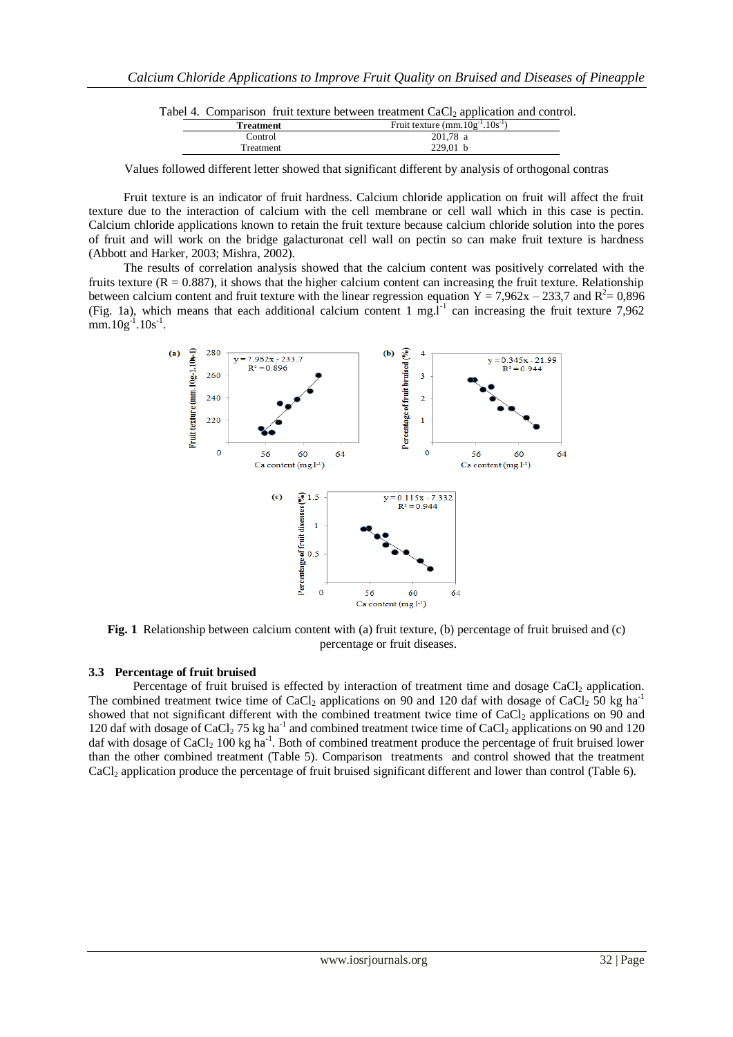Tabel 4. Comparison fruit texture between treatment $CaCl_2$ application and control.

| Treatment | Fruit texture ($mm.10g^{-1}.10s^{-1}$) |
|---|---|
| Control | 201,78 a |
| Treatment | 229,01 b |

Values followed different letter showed that significant different by analysis of orthogonal contras

Fruit texture is an indicator of fruit hardness. Calcium chloride application on fruit will affect the fruit texture due to the interaction of calcium with the cell membrane or cell wall which in this case is pectin. Calcium chloride applications known to retain the fruit texture because calcium chloride solution into the pores of fruit and will work on the bridge galacturonat cell wall on pectin so can make fruit texture is hardness (Abbott and Harker, 2003; Mishra, 2002).

The results of correlation analysis showed that the calcium content was positively correlated with the fruits texture (R = 0.887), it shows that the higher calcium content can increasing the fruit texture. Relationship between calcium content and fruit texture with the linear regression equation $Y = 7,962x – 233,7$ and $R^2= 0,896$ (Fig. 1a), which means that each additional calcium content 1 $mg.l^{-1}$ can increasing the fruit texture 7,962 $mm.10g^{-1}.10s^{-1}$.

**Fig. 1** Relationship between calcium content with (a) fruit texture, (b) percentage of fruit bruised and (c) percentage or fruit diseases.

### 3.3 Percentage of fruit bruised

Percentage of fruit bruised is effected by interaction of treatment time and dosage $CaCl_2$ application. The combined treatment twice time of $CaCl_2$ applications on 90 and 120 daf with dosage of $CaCl_2$ 50 kg $ha^{-1}$ showed that not significant different with the combined treatment twice time of $CaCl_2$ applications on 90 and 120 daf with dosage of $CaCl_2$ 75 kg $ha^{-1}$ and combined treatment twice time of $CaCl_2$ applications on 90 and 120 daf with dosage of $CaCl_2$ 100 kg $ha^{-1}$. Both of combined treatment produce the percentage of fruit bruised lower than the other combined treatment (Table 5). Comparison treatments and control showed that the treatment $CaCl_2$ application produce the percentage of fruit bruised significant different and lower than control (Table 6).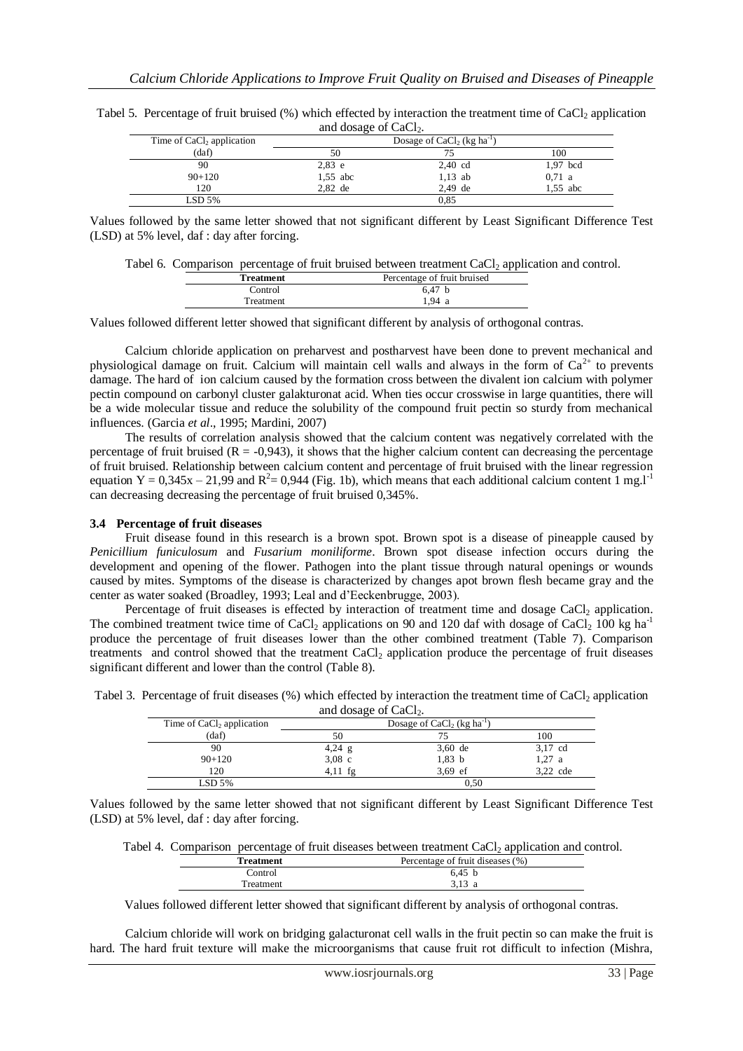Tabel 5. Percentage of fruit bruised (%) which effected by interaction the treatment time of $CaCl_2$ application and dosage of $CaCl_2$.

| Time of $CaCl_2$ application | Dosage of $CaCl_2$ (kg $ha^{-1}$) | | |
|---|---|---|---|
| (daf) | 50 | 75 | 100 |
| 90 | 2,83 e | 2,40 cd | 1,97 bcd |
| 90+120 | 1,55 abc | 1,13 ab | 0,71 a |
| 120 | 2,82 de | 2,49 de | 1,55 abc |
| LSD 5% | | 0,85 | |

Values followed by the same letter showed that not significant different by Least Significant Difference Test (LSD) at 5% level, daf : day after forcing.

Tabel 6. Comparison percentage of fruit bruised between treatment $CaCl_2$ application and control.

| Treatment | Percentage of fruit bruised |
|---|---|
| Control | 6,47 b |
| Treatment | 1,94 a |

Values followed different letter showed that significant different by analysis of orthogonal contras.

Calcium chloride application on preharvest and postharvest have been done to prevent mechanical and physiological damage on fruit. Calcium will maintain cell walls and always in the form of $Ca^{2+}$ to prevents damage. The hard of ion calcium caused by the formation cross between the divalent ion calcium with polymer pectin compound on carbonyl cluster galakturonat acid. When ties occur crosswise in large quantities, there will be a wide molecular tissue and reduce the solubility of the compound fruit pectin so sturdy from mechanical influences. (Garcia *et al*., 1995; Mardini, 2007)

The results of correlation analysis showed that the calcium content was negatively correlated with the percentage of fruit bruised ($R = -0{,}943$), it shows that the higher calcium content can decreasing the percentage of fruit bruised. Relationship between calcium content and percentage of fruit bruised with the linear regression equation $Y = 0{,}345x – 21{,}99$ and $R^2 = 0{,}944$ (Fig. 1b), which means that each additional calcium content 1 mg.$l^{-1}$ can decreasing decreasing the percentage of fruit bruised 0,345%.

### 3.4 Percentage of fruit diseases

Fruit disease found in this research is a brown spot. Brown spot is a disease of pineapple caused by *Penicillium funiculosum* and *Fusarium moniliforme*. Brown spot disease infection occurs during the development and opening of the flower. Pathogen into the plant tissue through natural openings or wounds caused by mites. Symptoms of the disease is characterized by changes apot brown flesh became gray and the center as water soaked (Broadley, 1993; Leal and d'Eeckenbrugge, 2003).

Percentage of fruit diseases is effected by interaction of treatment time and dosage $CaCl_2$ application. The combined treatment twice time of $CaCl_2$ applications on 90 and 120 daf with dosage of $CaCl_2$ 100 kg $ha^{-1}$ produce the percentage of fruit diseases lower than the other combined treatment (Table 7). Comparison treatments and control showed that the treatment $CaCl_2$ application produce the percentage of fruit diseases significant different and lower than the control (Table 8).

Tabel 3. Percentage of fruit diseases (%) which effected by interaction the treatment time of $CaCl_2$ application and dosage of $CaCl_2$.

| Time of $CaCl_2$ application | Dosage of $CaCl_2$ (kg $ha^{-1}$) | | |
|---|---|---|---|
| (daf) | 50 | 75 | 100 |
| 90 | 4,24 g | 3,60 de | 3,17 cd |
| 90+120 | 3,08 c | 1,83 b | 1,27 a |
| 120 | 4,11 fg | 3,69 ef | 3,22 cde |
| LSD 5% | | 0,50 | |

Values followed by the same letter showed that not significant different by Least Significant Difference Test (LSD) at 5% level, daf : day after forcing.

Tabel 4. Comparison percentage of fruit diseases between treatment $CaCl_2$ application and control.

| Treatment | Percentage of fruit diseases (%) |
|---|---|
| Control | 6,45 b |
| Treatment | 3,13 a |

Values followed different letter showed that significant different by analysis of orthogonal contras.

Calcium chloride will work on bridging galacturonat cell walls in the fruit pectin so can make the fruit is hard. The hard fruit texture will make the microorganisms that cause fruit rot difficult to infection (Mishra,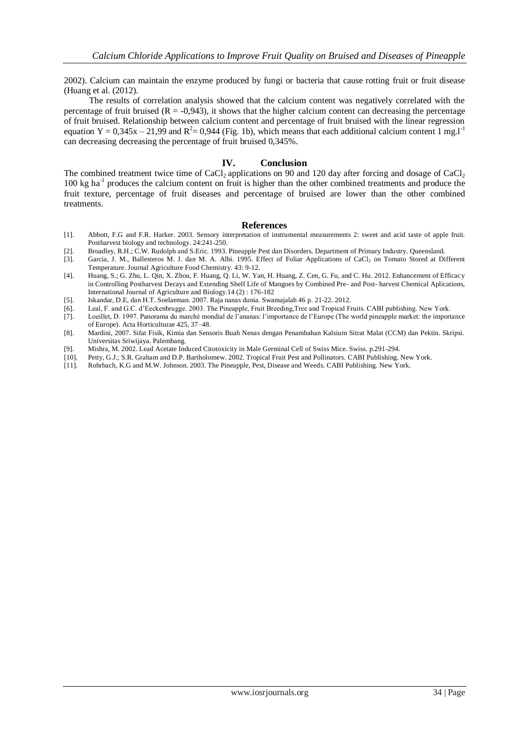2002). Calcium can maintain the enzyme produced by fungi or bacteria that cause rotting fruit or fruit disease (Huang et al. (2012).

The results of correlation analysis showed that the calcium content was negatively correlated with the percentage of fruit bruised (R = -0,943), it shows that the higher calcium content can decreasing the percentage of fruit bruised. Relationship between calcium content and percentage of fruit bruised with the linear regression equation Y = 0,345x – 21,99 and $R^2$= 0,944 (Fig. 1b), which means that each additional calcium content 1 mg.$l^{-1}$ can decreasing decreasing the percentage of fruit bruised 0,345%.

## IV. Conclusion

The combined treatment twice time of $CaCl_2$ applications on 90 and 120 day after forcing and dosage of $CaCl_2$ 100 kg $ha^{-1}$ produces the calcium content on fruit is higher than the other combined treatments and produce the fruit texture, percentage of fruit diseases and percentage of bruised are lower than the other combined treatments.

## References

[1]. Abbott, F.G and F.R. Harker. 2003. Sensory interpretation of instrumental measurements 2: sweet and acid taste of apple fruit. Postharvest biology and technology. 24:241-250.

[2]. Broadley, R.H.; C.W. Rudolph and S.Eric. 1993. Pineapple Pest dan Disorders. Department of Primary Industry. Queensland.

[3]. Garcia, J. M., Ballesteros M. J. dan M. A. Albi. 1995. Effect of Foliar Applications of $CaCl_2$ on Tomato Stored at Different Temperature. Journal Agriculture Food Chemistry. 43: 9-12.

[4]. Huang, S.; G. Zhu, L. Qin, X. Zhou, F. Huang, Q. Li, W. Yan, H. Huang, Z. Cen, G. Fu, and C. Hu. 2012. Enhancement of Efficacy in Controlling Postharvest Decays and Extending Shelf Life of Mangoes by Combined Pre- and Post- harvest Chemical Aplications, International Journal of Agriculture and Biology.14 (2) : 176-182

[5]. Iskandar, D.E, dan H.T. Soelaeman. 2007. Raja nanas dunia. Swamajalah 46 p. 21-22. 2012.

[6]. Leal, F. and G.C. d'Eeckenbrugge. 2003. The Pineapple, Fruit Breeding,Tree and Tropical Fruits. CABI publishing. New York.

[7]. Loeillet, D. 1997. Panorama du marché mondial de l'ananas: l'importance de l'Europe (The world pineapple market: the importance of Europe). Acta Horticulturae 425, 37–48.

[8]. Mardini, 2007. Sifat Fisik, Kimia dan Sensoris Buah Nenas dengan Penambahan Kalsium Sitrat Malat (CCM) dan Pektin. Skripsi. Universitas Sriwijaya. Palembang.

[9]. Mishra, M. 2002. Lead Acetate Induced Citotoxicity in Male Germinal Cell of Swiss Mice. Swiss. p.291-294.

[10]. Petty, G.J.; S.R. Graham and D.P. Bartholomew. 2002. Tropical Fruit Pest and Pollinators. CABI Publishing. New York.

[11]. Rohrbach, K.G and M.W. Johnson. 2003. The Pineapple, Pest, Disease and Weeds. CABI Publishing. New York.